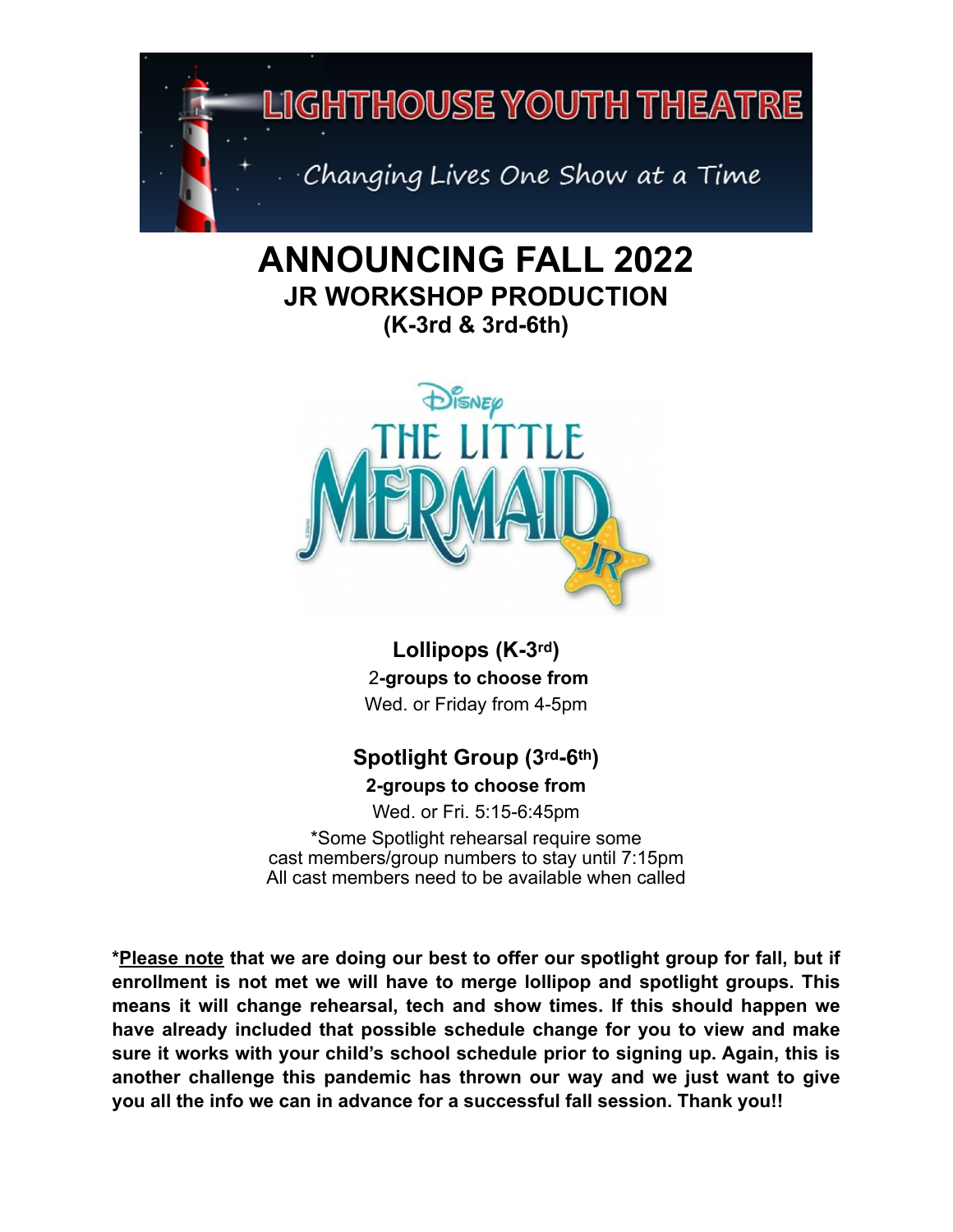LIGHTHOUSE YOUTH THEATRE

Changing Lives One Show at a Time

# ANNOUNCING FALL 2022

## JR WORKSHOP PRODUCTION

### (K-3rd & 3rd-6th)

Disney THE LITTLE MERMAID JR

**Lollipops (K-3rd)**

2-**groups to choose from**

Wed. or Friday from 4-5pm

**Spotlight Group (3rd-6th)**

**2-groups to choose from**

Wed. or Fri. 5:15-6:45pm

*Some Spotlight rehearsal require some cast members/group numbers to stay until 7:15pm
All cast members need to be available when called

***Please note** that we are doing our best to offer our spotlight group for fall, but if enrollment is not met we will have to merge lollipop and spotlight groups. This means it will change rehearsal, tech and show times. If this should happen we have already included that possible schedule change for you to view and make sure it works with your child's school schedule prior to signing up. Again, this is another challenge this pandemic has thrown our way and we just want to give you all the info we can in advance for a successful fall session. Thank you!!**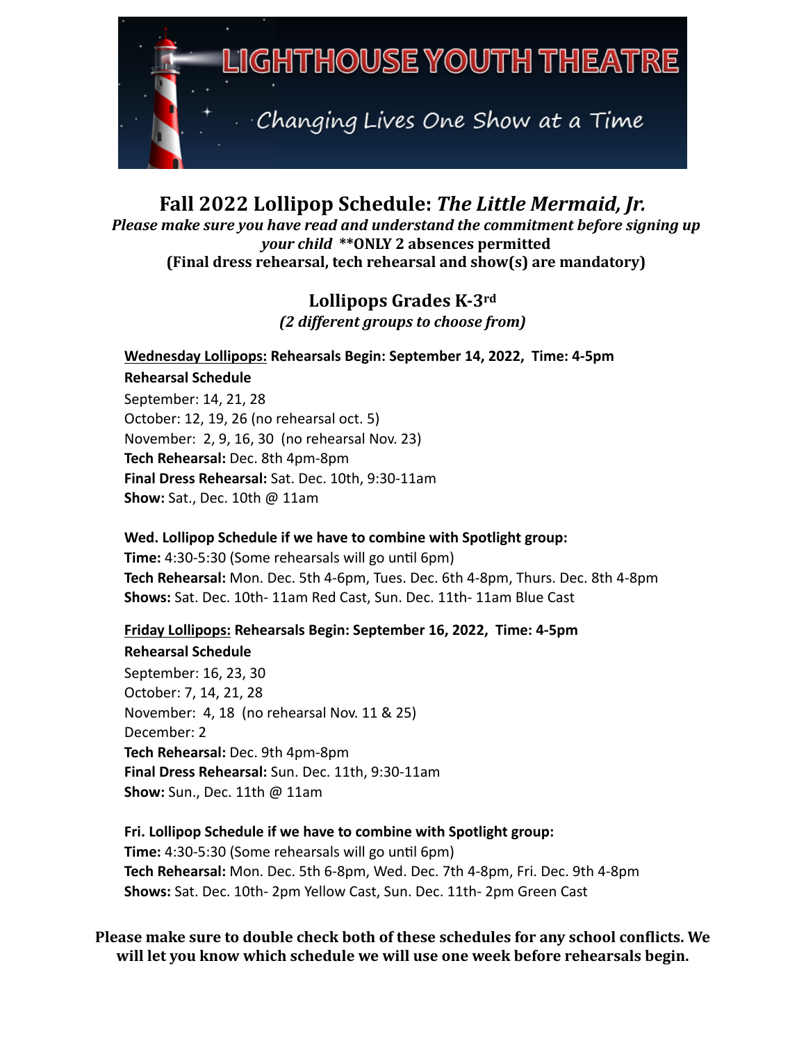# LIGHTHOUSE YOUTH THEATRE

*Changing Lives One Show at a Time*

## Fall 2022 Lollipop Schedule: *The Little Mermaid, Jr.*

***Please make sure you have read and understand the commitment before signing up your child*** **\*\*ONLY 2 absences permitted**
**(Final dress rehearsal, tech rehearsal and show(s) are mandatory)**

### Lollipops Grades K-3rd

***(2 different groups to choose from)***

**Wednesday Lollipops: Rehearsals Begin: September 14, 2022, Time: 4-5pm**

**Rehearsal Schedule**

September: 14, 21, 28
October: 12, 19, 26 (no rehearsal oct. 5)
November: 2, 9, 16, 30 (no rehearsal Nov. 23)
**Tech Rehearsal:** Dec. 8th 4pm-8pm
**Final Dress Rehearsal:** Sat. Dec. 10th, 9:30-11am
**Show:** Sat., Dec. 10th @ 11am

**Wed. Lollipop Schedule if we have to combine with Spotlight group:**
**Time:** 4:30-5:30 (Some rehearsals will go until 6pm)
**Tech Rehearsal:** Mon. Dec. 5th 4-6pm, Tues. Dec. 6th 4-8pm, Thurs. Dec. 8th 4-8pm
**Shows:** Sat. Dec. 10th- 11am Red Cast, Sun. Dec. 11th- 11am Blue Cast

**Friday Lollipops: Rehearsals Begin: September 16, 2022, Time: 4-5pm**

**Rehearsal Schedule**

September: 16, 23, 30
October: 7, 14, 21, 28
November: 4, 18 (no rehearsal Nov. 11 & 25)
December: 2
**Tech Rehearsal:** Dec. 9th 4pm-8pm
**Final Dress Rehearsal:** Sun. Dec. 11th, 9:30-11am
**Show:** Sun., Dec. 11th @ 11am

**Fri. Lollipop Schedule if we have to combine with Spotlight group:**
**Time:** 4:30-5:30 (Some rehearsals will go until 6pm)
**Tech Rehearsal:** Mon. Dec. 5th 6-8pm, Wed. Dec. 7th 4-8pm, Fri. Dec. 9th 4-8pm
**Shows:** Sat. Dec. 10th- 2pm Yellow Cast, Sun. Dec. 11th- 2pm Green Cast

**Please make sure to double check both of these schedules for any school conflicts. We will let you know which schedule we will use one week before rehearsals begin.**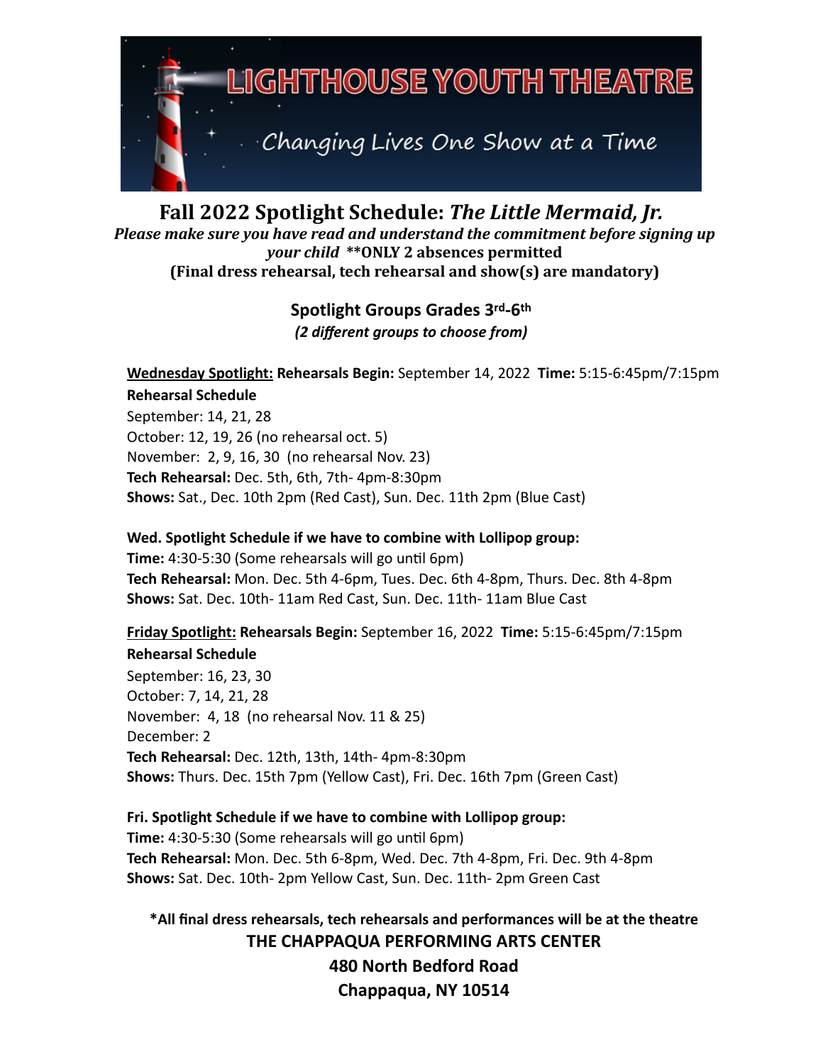# LIGHTHOUSE YOUTH THEATRE

*Changing Lives One Show at a Time*

## Fall 2022 Spotlight Schedule: *The Little Mermaid, Jr.*

***Please make sure you have read and understand the commitment before signing up your child*** **\*\*ONLY 2 absences permitted**
**(Final dress rehearsal, tech rehearsal and show(s) are mandatory)**

### Spotlight Groups Grades 3rd-6th

***(2 different groups to choose from)***

**Wednesday Spotlight: Rehearsals Begin:** September 14, 2022 **Time:** 5:15-6:45pm/7:15pm

**Rehearsal Schedule**
September: 14, 21, 28
October: 12, 19, 26 (no rehearsal oct. 5)
November: 2, 9, 16, 30 (no rehearsal Nov. 23)
**Tech Rehearsal:** Dec. 5th, 6th, 7th- 4pm-8:30pm
**Shows:** Sat., Dec. 10th 2pm (Red Cast), Sun. Dec. 11th 2pm (Blue Cast)

**Wed. Spotlight Schedule if we have to combine with Lollipop group:**
**Time:** 4:30-5:30 (Some rehearsals will go until 6pm)
**Tech Rehearsal:** Mon. Dec. 5th 4-6pm, Tues. Dec. 6th 4-8pm, Thurs. Dec. 8th 4-8pm
**Shows:** Sat. Dec. 10th- 11am Red Cast, Sun. Dec. 11th- 11am Blue Cast

**Friday Spotlight: Rehearsals Begin:** September 16, 2022 **Time:** 5:15-6:45pm/7:15pm

**Rehearsal Schedule**
September: 16, 23, 30
October: 7, 14, 21, 28
November: 4, 18 (no rehearsal Nov. 11 & 25)
December: 2
**Tech Rehearsal:** Dec. 12th, 13th, 14th- 4pm-8:30pm
**Shows:** Thurs. Dec. 15th 7pm (Yellow Cast), Fri. Dec. 16th 7pm (Green Cast)

**Fri. Spotlight Schedule if we have to combine with Lollipop group:**
**Time:** 4:30-5:30 (Some rehearsals will go until 6pm)
**Tech Rehearsal:** Mon. Dec. 5th 6-8pm, Wed. Dec. 7th 4-8pm, Fri. Dec. 9th 4-8pm
**Shows:** Sat. Dec. 10th- 2pm Yellow Cast, Sun. Dec. 11th- 2pm Green Cast

**\*All final dress rehearsals, tech rehearsals and performances will be at the theatre**
**THE CHAPPAQUA PERFORMING ARTS CENTER**
**480 North Bedford Road**
**Chappaqua, NY 10514**